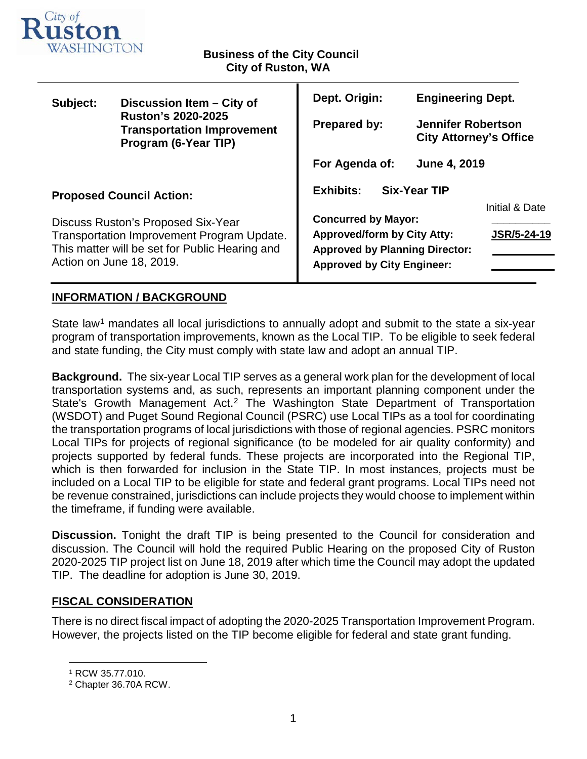City of Ruston WASHINGTON

**Business of the City Council**
**City of Ruston, WA**

| | |
|---|---|
| **Subject:** **Discussion Item – City of Ruston's 2020-2025 Transportation Improvement Program (6-Year TIP)** | **Dept. Origin:** **Engineering Dept.** |
| | **Prepared by:** **Jennifer Robertson City Attorney's Office** |
| | **For Agenda of:** **June 4, 2019** |
| **Proposed Council Action:** | **Exhibits:** **Six-Year TIP** |
| Discuss Ruston's Proposed Six-Year Transportation Improvement Program Update. This matter will be set for Public Hearing and Action on June 18, 2019. | Initial & Date<br>**Concurred by Mayor:** \_\_\_\_\_\_\_\_<br>**Approved/form by City Atty:** **JSR/5-24-19**<br>**Approved by Planning Director:** \_\_\_\_\_\_\_\_<br>**Approved by City Engineer:** \_\_\_\_\_\_\_\_ |

## INFORMATION / BACKGROUND

State law[1] mandates all local jurisdictions to annually adopt and submit to the state a six-year program of transportation improvements, known as the Local TIP. To be eligible to seek federal and state funding, the City must comply with state law and adopt an annual TIP.

**Background.** The six-year Local TIP serves as a general work plan for the development of local transportation systems and, as such, represents an important planning component under the State's Growth Management Act.[2] The Washington State Department of Transportation (WSDOT) and Puget Sound Regional Council (PSRC) use Local TIPs as a tool for coordinating the transportation programs of local jurisdictions with those of regional agencies. PSRC monitors Local TIPs for projects of regional significance (to be modeled for air quality conformity) and projects supported by federal funds. These projects are incorporated into the Regional TIP, which is then forwarded for inclusion in the State TIP. In most instances, projects must be included on a Local TIP to be eligible for state and federal grant programs. Local TIPs need not be revenue constrained, jurisdictions can include projects they would choose to implement within the timeframe, if funding were available.

**Discussion.** Tonight the draft TIP is being presented to the Council for consideration and discussion. The Council will hold the required Public Hearing on the proposed City of Ruston 2020-2025 TIP project list on June 18, 2019 after which time the Council may adopt the updated TIP. The deadline for adoption is June 30, 2019.

## FISCAL CONSIDERATION

There is no direct fiscal impact of adopting the 2020-2025 Transportation Improvement Program. However, the projects listed on the TIP become eligible for federal and state grant funding.

---

[1] RCW 35.77.010.
[2] Chapter 36.70A RCW.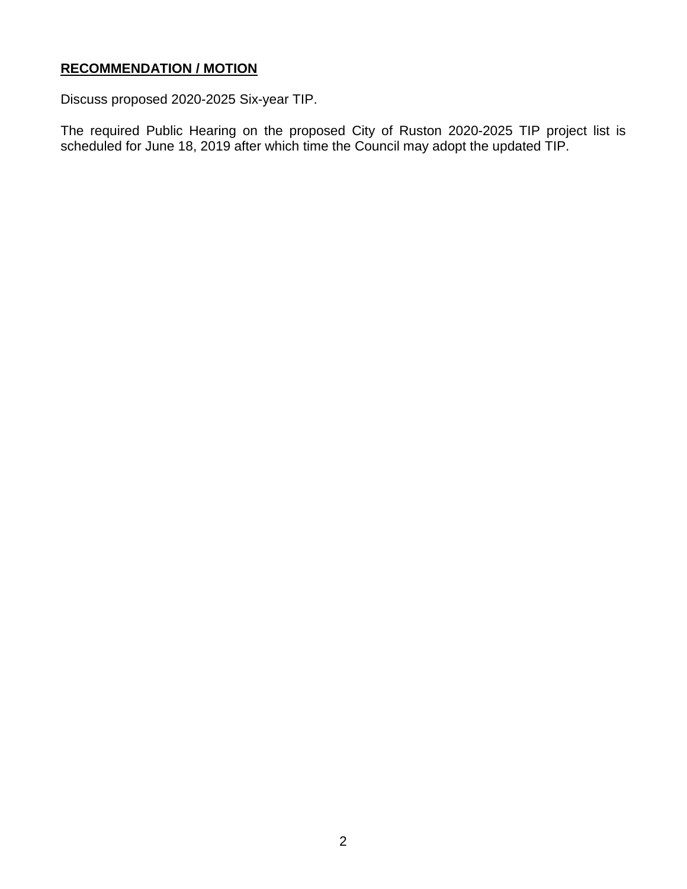**RECOMMENDATION / MOTION**

Discuss proposed 2020-2025 Six-year TIP.

The required Public Hearing on the proposed City of Ruston 2020-2025 TIP project list is scheduled for June 18, 2019 after which time the Council may adopt the updated TIP.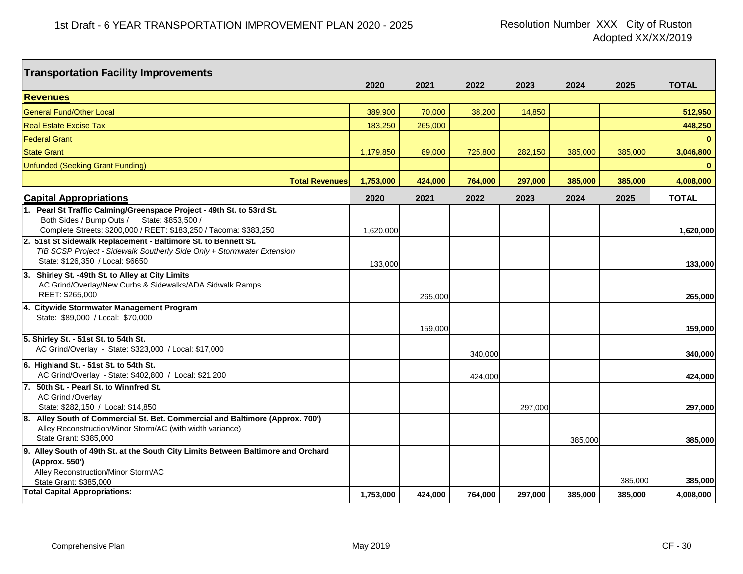1st Draft - 6 YEAR TRANSPORTATION IMPROVEMENT PLAN 2020 - 2025

Resolution Number XXX City of Ruston
Adopted XX/XX/2019

| **Transportation Facility Improvements** | **2020** | **2021** | **2022** | **2023** | **2024** | **2025** | **TOTAL** |
|---|---|---|---|---|---|---|---|
| **Revenues** | | | | | | | |
| General Fund/Other Local | 389,900 | 70,000 | 38,200 | 14,850 | | | **512,950** |
| Real Estate Excise Tax | 183,250 | 265,000 | | | | | **448,250** |
| Federal Grant | | | | | | | **0** |
| State Grant | 1,179,850 | 89,000 | 725,800 | 282,150 | 385,000 | 385,000 | **3,046,800** |
| Unfunded (Seeking Grant Funding) | | | | | | | **0** |
| **Total Revenues** | **1,753,000** | **424,000** | **764,000** | **297,000** | **385,000** | **385,000** | **4,008,000** |
| **Capital Appropriations** | **2020** | **2021** | **2022** | **2023** | **2024** | **2025** | **TOTAL** |
| **1. Pearl St Traffic Calming/Greenspace Project - 49th St. to 53rd St.** Both Sides / Bump Outs / State: $853,500 / Complete Streets: $200,000 / REET: $183,250 / Tacoma: $383,250 | 1,620,000 | | | | | | **1,620,000** |
| **2. 51st St Sidewalk Replacement - Baltimore St. to Bennett St.** *TIB SCSP Project - Sidewalk Southerly Side Only + Stormwater Extension* State: $126,350 / Local: $6650 | 133,000 | | | | | | **133,000** |
| **3. Shirley St. -49th St. to Alley at City Limits** AC Grind/Overlay/New Curbs & Sidewalks/ADA Sidwalk Ramps REET: $265,000 | | 265,000 | | | | | **265,000** |
| **4. Citywide Stormwater Management Program** State: $89,000 / Local: $70,000 | | 159,000 | | | | | **159,000** |
| **5. Shirley St. - 51st St. to 54th St.** AC Grind/Overlay - State: $323,000 / Local: $17,000 | | | 340,000 | | | | **340,000** |
| **6. Highland St. - 51st St. to 54th St.** AC Grind/Overlay - State: $402,800 / Local: $21,200 | | | 424,000 | | | | **424,000** |
| **7. 50th St. - Pearl St. to Winnfred St.** AC Grind /Overlay State: $282,150 / Local: $14,850 | | | | 297,000 | | | **297,000** |
| **8. Alley South of Commercial St. Bet. Commercial and Baltimore (Approx. 700')** Alley Reconstruction/Minor Storm/AC (with width variance) State Grant: $385,000 | | | | | 385,000 | | **385,000** |
| **9. Alley South of 49th St. at the South City Limits Between Baltimore and Orchard (Approx. 550')** Alley Reconstruction/Minor Storm/AC State Grant: $385,000 | | | | | | 385,000 | **385,000** |
| **Total Capital Appropriations:** | **1,753,000** | **424,000** | **764,000** | **297,000** | **385,000** | **385,000** | **4,008,000** |

Comprehensive Plan May 2019 CF - 30